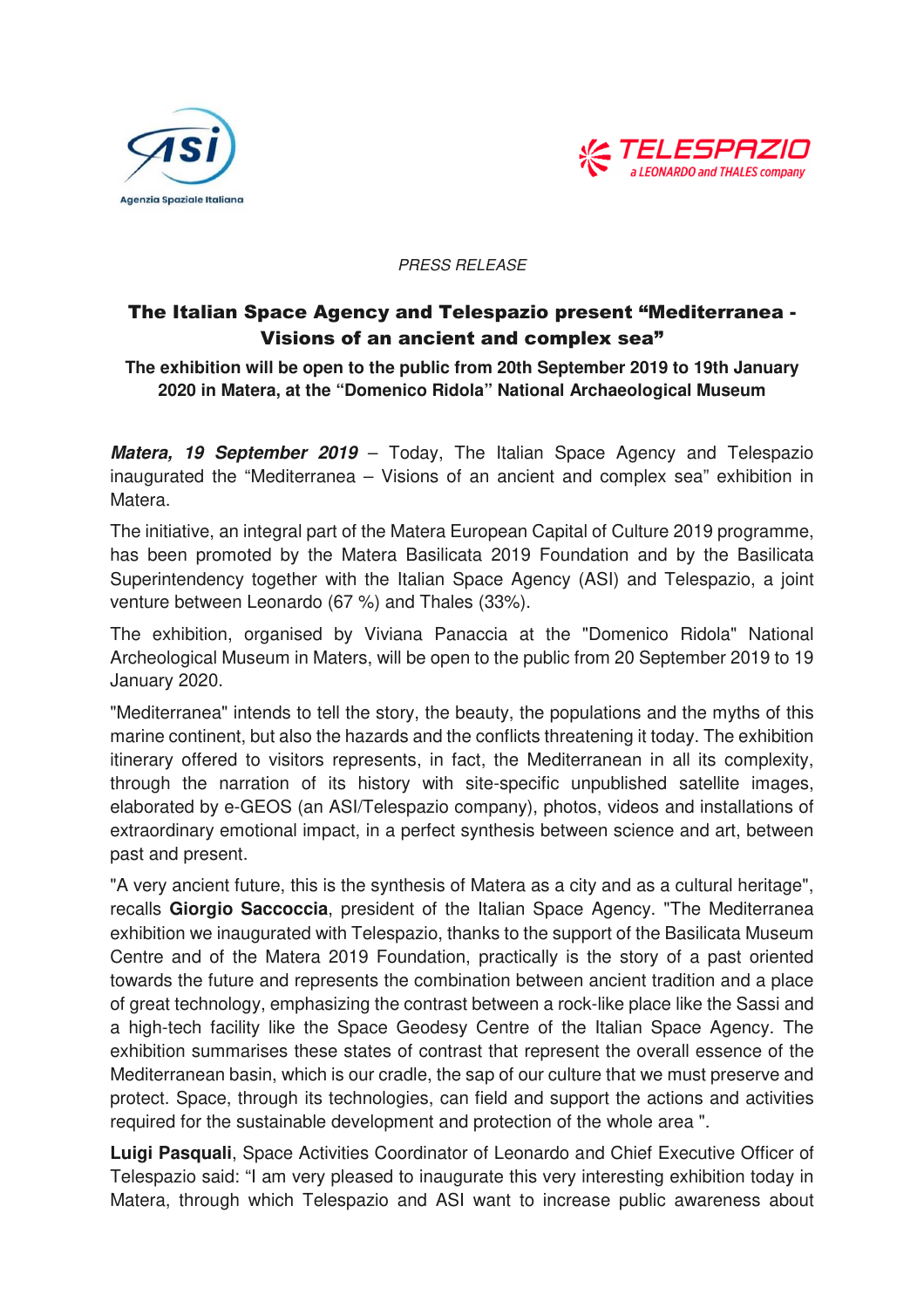*PRESS RELEASE*

## The Italian Space Agency and Telespazio present "Mediterranea - Visions of an ancient and complex sea"

**The exhibition will be open to the public from 20th September 2019 to 19th January 2020 in Matera, at the "Domenico Ridola" National Archaeological Museum**

***Matera, 19 September 2019*** – Today, The Italian Space Agency and Telespazio inaugurated the "Mediterranea – Visions of an ancient and complex sea" exhibition in Matera.

The initiative, an integral part of the Matera European Capital of Culture 2019 programme, has been promoted by the Matera Basilicata 2019 Foundation and by the Basilicata Superintendency together with the Italian Space Agency (ASI) and Telespazio, a joint venture between Leonardo (67 %) and Thales (33%).

The exhibition, organised by Viviana Panaccia at the "Domenico Ridola" National Archeological Museum in Maters, will be open to the public from 20 September 2019 to 19 January 2020.

"Mediterranea" intends to tell the story, the beauty, the populations and the myths of this marine continent, but also the hazards and the conflicts threatening it today. The exhibition itinerary offered to visitors represents, in fact, the Mediterranean in all its complexity, through the narration of its history with site-specific unpublished satellite images, elaborated by e-GEOS (an ASI/Telespazio company), photos, videos and installations of extraordinary emotional impact, in a perfect synthesis between science and art, between past and present.

"A very ancient future, this is the synthesis of Matera as a city and as a cultural heritage", recalls **Giorgio Saccoccia**, president of the Italian Space Agency. "The Mediterranea exhibition we inaugurated with Telespazio, thanks to the support of the Basilicata Museum Centre and of the Matera 2019 Foundation, practically is the story of a past oriented towards the future and represents the combination between ancient tradition and a place of great technology, emphasizing the contrast between a rock-like place like the Sassi and a high-tech facility like the Space Geodesy Centre of the Italian Space Agency. The exhibition summarises these states of contrast that represent the overall essence of the Mediterranean basin, which is our cradle, the sap of our culture that we must preserve and protect. Space, through its technologies, can field and support the actions and activities required for the sustainable development and protection of the whole area ".

**Luigi Pasquali**, Space Activities Coordinator of Leonardo and Chief Executive Officer of Telespazio said: "I am very pleased to inaugurate this very interesting exhibition today in Matera, through which Telespazio and ASI want to increase public awareness about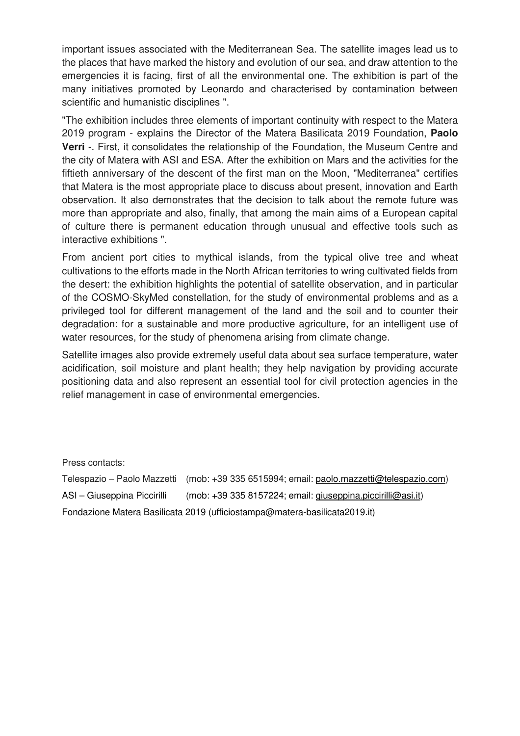important issues associated with the Mediterranean Sea. The satellite images lead us to the places that have marked the history and evolution of our sea, and draw attention to the emergencies it is facing, first of all the environmental one. The exhibition is part of the many initiatives promoted by Leonardo and characterised by contamination between scientific and humanistic disciplines ".

"The exhibition includes three elements of important continuity with respect to the Matera 2019 program - explains the Director of the Matera Basilicata 2019 Foundation, **Paolo Verri** -. First, it consolidates the relationship of the Foundation, the Museum Centre and the city of Matera with ASI and ESA. After the exhibition on Mars and the activities for the fiftieth anniversary of the descent of the first man on the Moon, "Mediterranea" certifies that Matera is the most appropriate place to discuss about present, innovation and Earth observation. It also demonstrates that the decision to talk about the remote future was more than appropriate and also, finally, that among the main aims of a European capital of culture there is permanent education through unusual and effective tools such as interactive exhibitions ".

From ancient port cities to mythical islands, from the typical olive tree and wheat cultivations to the efforts made in the North African territories to wring cultivated fields from the desert: the exhibition highlights the potential of satellite observation, and in particular of the COSMO-SkyMed constellation, for the study of environmental problems and as a privileged tool for different management of the land and the soil and to counter their degradation: for a sustainable and more productive agriculture, for an intelligent use of water resources, for the study of phenomena arising from climate change.

Satellite images also provide extremely useful data about sea surface temperature, water acidification, soil moisture and plant health; they help navigation by providing accurate positioning data and also represent an essential tool for civil protection agencies in the relief management in case of environmental emergencies.

Press contacts:

Telespazio – Paolo Mazzetti (mob: +39 335 6515994; email: paolo.mazzetti@telespazio.com)

ASI – Giuseppina Piccirilli (mob: +39 335 8157224; email: giuseppina.piccirilli@asi.it)

Fondazione Matera Basilicata 2019 (ufficiostampa@matera-basilicata2019.it)